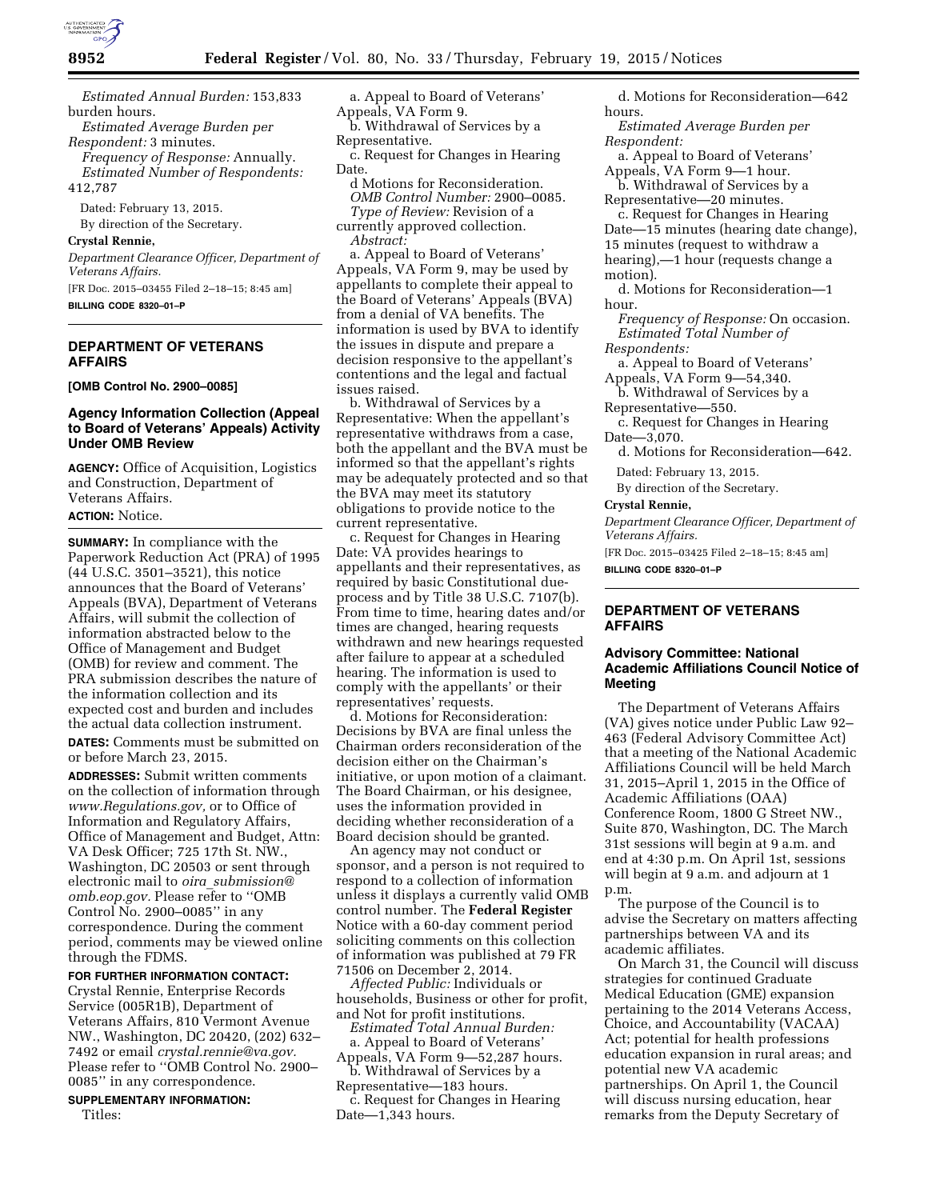*Estimated Annual Burden:* 153,833 burden hours.

*Estimated Average Burden per Respondent:* 3 minutes.

*Frequency of Response:* Annually.

*Estimated Number of Respondents:* 412,787

Dated: February 13, 2015.

By direction of the Secretary.

**Crystal Rennie,**

*Department Clearance Officer, Department of Veterans Affairs.*

[FR Doc. 2015–03455 Filed 2–18–15; 8:45 am]

**BILLING CODE 8320–01–P**

---

## DEPARTMENT OF VETERANS AFFAIRS

**[OMB Control No. 2900–0085]**

### Agency Information Collection (Appeal to Board of Veterans' Appeals) Activity Under OMB Review

**AGENCY:** Office of Acquisition, Logistics and Construction, Department of Veterans Affairs.

**ACTION:** Notice.

**SUMMARY:** In compliance with the Paperwork Reduction Act (PRA) of 1995 (44 U.S.C. 3501–3521), this notice announces that the Board of Veterans' Appeals (BVA), Department of Veterans Affairs, will submit the collection of information abstracted below to the Office of Management and Budget (OMB) for review and comment. The PRA submission describes the nature of the information collection and its expected cost and burden and includes the actual data collection instrument.

**DATES:** Comments must be submitted on or before March 23, 2015.

**ADDRESSES:** Submit written comments on the collection of information through *www.Regulations.gov,* or to Office of Information and Regulatory Affairs, Office of Management and Budget, Attn: VA Desk Officer; 725 17th St. NW., Washington, DC 20503 or sent through electronic mail to *oira_submission@omb.eop.gov.* Please refer to ''OMB Control No. 2900–0085'' in any correspondence. During the comment period, comments may be viewed online through the FDMS.

**FOR FURTHER INFORMATION CONTACT:** Crystal Rennie, Enterprise Records Service (005R1B), Department of Veterans Affairs, 810 Vermont Avenue NW., Washington, DC 20420, (202) 632–7492 or email *crystal.rennie@va.gov.* Please refer to ''OMB Control No. 2900–0085'' in any correspondence.

**SUPPLEMENTARY INFORMATION:**

Titles:

a. Appeal to Board of Veterans' Appeals, VA Form 9.

b. Withdrawal of Services by a Representative.

c. Request for Changes in Hearing Date.

d Motions for Reconsideration.

*OMB Control Number:* 2900–0085.

*Type of Review:* Revision of a currently approved collection.

*Abstract:*

a. Appeal to Board of Veterans' Appeals, VA Form 9, may be used by appellants to complete their appeal to the Board of Veterans' Appeals (BVA) from a denial of VA benefits. The information is used by BVA to identify the issues in dispute and prepare a decision responsive to the appellant's contentions and the legal and factual issues raised.

b. Withdrawal of Services by a Representative: When the appellant's representative withdraws from a case, both the appellant and the BVA must be informed so that the appellant's rights may be adequately protected and so that the BVA may meet its statutory obligations to provide notice to the current representative.

c. Request for Changes in Hearing Date: VA provides hearings to appellants and their representatives, as required by basic Constitutional due-process and by Title 38 U.S.C. 7107(b). From time to time, hearing dates and/or times are changed, hearing requests withdrawn and new hearings requested after failure to appear at a scheduled hearing. The information is used to comply with the appellants' or their representatives' requests.

d. Motions for Reconsideration: Decisions by BVA are final unless the Chairman orders reconsideration of the decision either on the Chairman's initiative, or upon motion of a claimant. The Board Chairman, or his designee, uses the information provided in deciding whether reconsideration of a Board decision should be granted.

An agency may not conduct or sponsor, and a person is not required to respond to a collection of information unless it displays a currently valid OMB control number. The **Federal Register** Notice with a 60-day comment period soliciting comments on this collection of information was published at 79 FR 71506 on December 2, 2014.

*Affected Public:* Individuals or households, Business or other for profit, and Not for profit institutions.

*Estimated Total Annual Burden:*

a. Appeal to Board of Veterans' Appeals, VA Form 9—52,287 hours.

b. Withdrawal of Services by a Representative—183 hours.

c. Request for Changes in Hearing Date—1,343 hours.

d. Motions for Reconsideration—642 hours.

*Estimated Average Burden per Respondent:*

a. Appeal to Board of Veterans' Appeals, VA Form 9—1 hour.

b. Withdrawal of Services by a Representative—20 minutes.

c. Request for Changes in Hearing Date—15 minutes (hearing date change), 15 minutes (request to withdraw a hearing),—1 hour (requests change a motion).

d. Motions for Reconsideration—1 hour.

*Frequency of Response:* On occasion.

*Estimated Total Number of Respondents:*

a. Appeal to Board of Veterans' Appeals, VA Form 9—54,340.

b. Withdrawal of Services by a Representative—550.

c. Request for Changes in Hearing Date—3,070.

d. Motions for Reconsideration—642.

Dated: February 13, 2015.

By direction of the Secretary.

**Crystal Rennie,**

*Department Clearance Officer, Department of Veterans Affairs.*

[FR Doc. 2015–03425 Filed 2–18–15; 8:45 am]

**BILLING CODE 8320–01–P**

---

## DEPARTMENT OF VETERANS AFFAIRS

### Advisory Committee: National Academic Affiliations Council Notice of Meeting

The Department of Veterans Affairs (VA) gives notice under Public Law 92–463 (Federal Advisory Committee Act) that a meeting of the National Academic Affiliations Council will be held March 31, 2015–April 1, 2015 in the Office of Academic Affiliations (OAA) Conference Room, 1800 G Street NW., Suite 870, Washington, DC. The March 31st sessions will begin at 9 a.m. and end at 4:30 p.m. On April 1st, sessions will begin at 9 a.m. and adjourn at 1 p.m.

The purpose of the Council is to advise the Secretary on matters affecting partnerships between VA and its academic affiliates.

On March 31, the Council will discuss strategies for continued Graduate Medical Education (GME) expansion pertaining to the 2014 Veterans Access, Choice, and Accountability (VACAA) Act; potential for health professions education expansion in rural areas; and potential new VA academic partnerships. On April 1, the Council will discuss nursing education, hear remarks from the Deputy Secretary of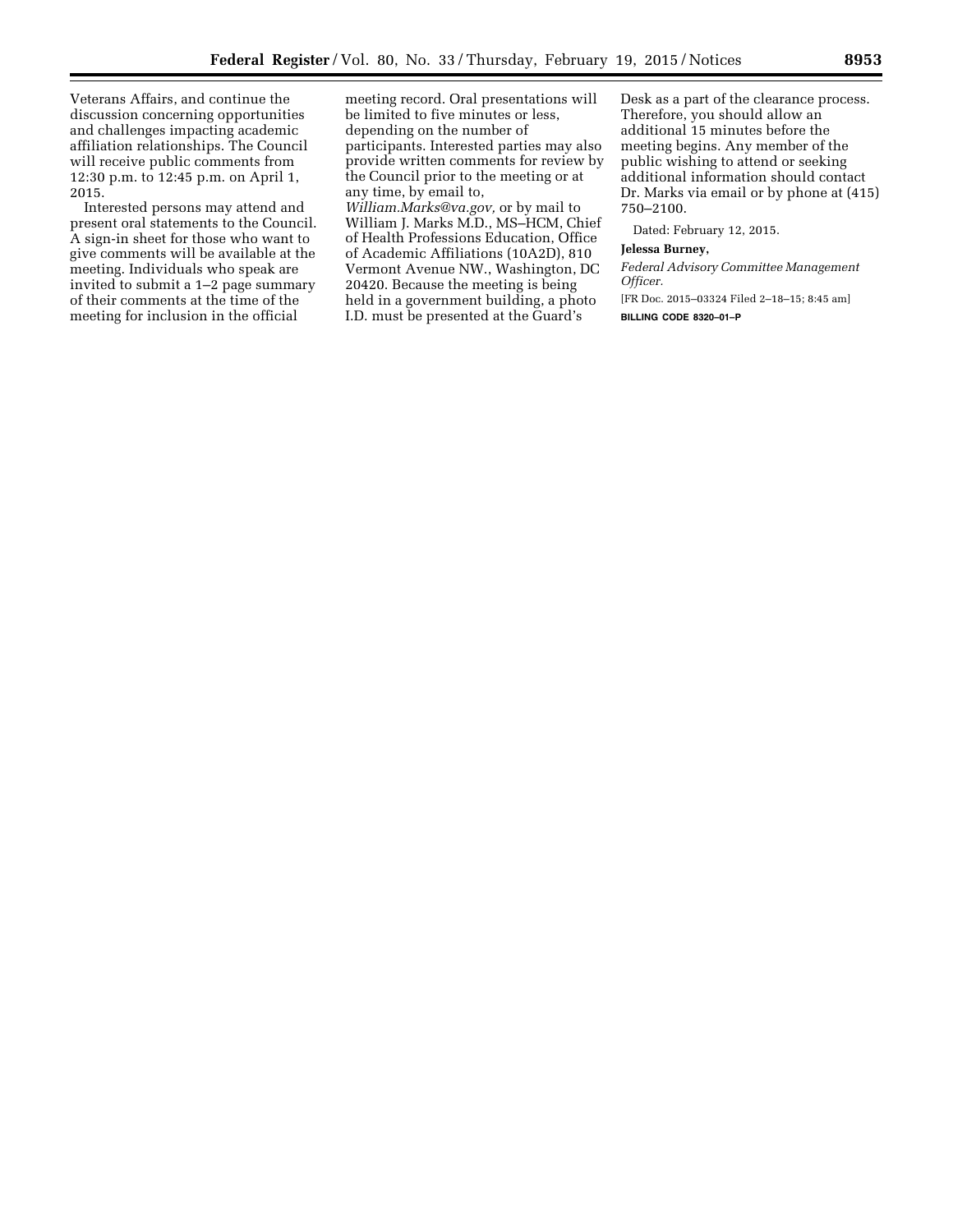Veterans Affairs, and continue the discussion concerning opportunities and challenges impacting academic affiliation relationships. The Council will receive public comments from 12:30 p.m. to 12:45 p.m. on April 1, 2015.

Interested persons may attend and present oral statements to the Council. A sign-in sheet for those who want to give comments will be available at the meeting. Individuals who speak are invited to submit a 1–2 page summary of their comments at the time of the meeting for inclusion in the official meeting record. Oral presentations will be limited to five minutes or less, depending on the number of participants. Interested parties may also provide written comments for review by the Council prior to the meeting or at any time, by email to, *William.Marks@va.gov,* or by mail to William J. Marks M.D., MS–HCM, Chief of Health Professions Education, Office of Academic Affiliations (10A2D), 810 Vermont Avenue NW., Washington, DC 20420. Because the meeting is being held in a government building, a photo I.D. must be presented at the Guard's Desk as a part of the clearance process. Therefore, you should allow an additional 15 minutes before the meeting begins. Any member of the public wishing to attend or seeking additional information should contact Dr. Marks via email or by phone at (415) 750–2100.

Dated: February 12, 2015.

**Jelessa Burney,**

*Federal Advisory Committee Management Officer.*

[FR Doc. 2015–03324 Filed 2–18–15; 8:45 am]

**BILLING CODE 8320–01–P**